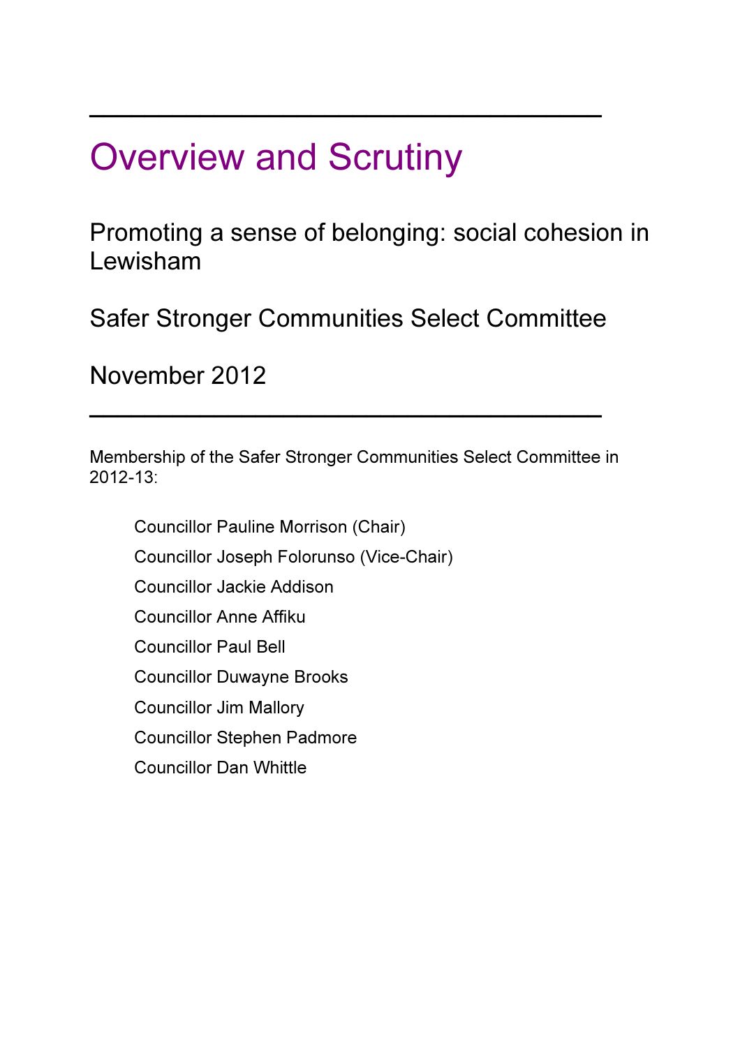---

# Overview and Scrutiny

## Promoting a sense of belonging: social cohesion in Lewisham

## Safer Stronger Communities Select Committee

## November 2012

---

Membership of the Safer Stronger Communities Select Committee in 2012-13:

- Councillor Pauline Morrison (Chair)
- Councillor Joseph Folorunso (Vice-Chair)
- Councillor Jackie Addison
- Councillor Anne Affiku
- Councillor Paul Bell
- Councillor Duwayne Brooks
- Councillor Jim Mallory
- Councillor Stephen Padmore
- Councillor Dan Whittle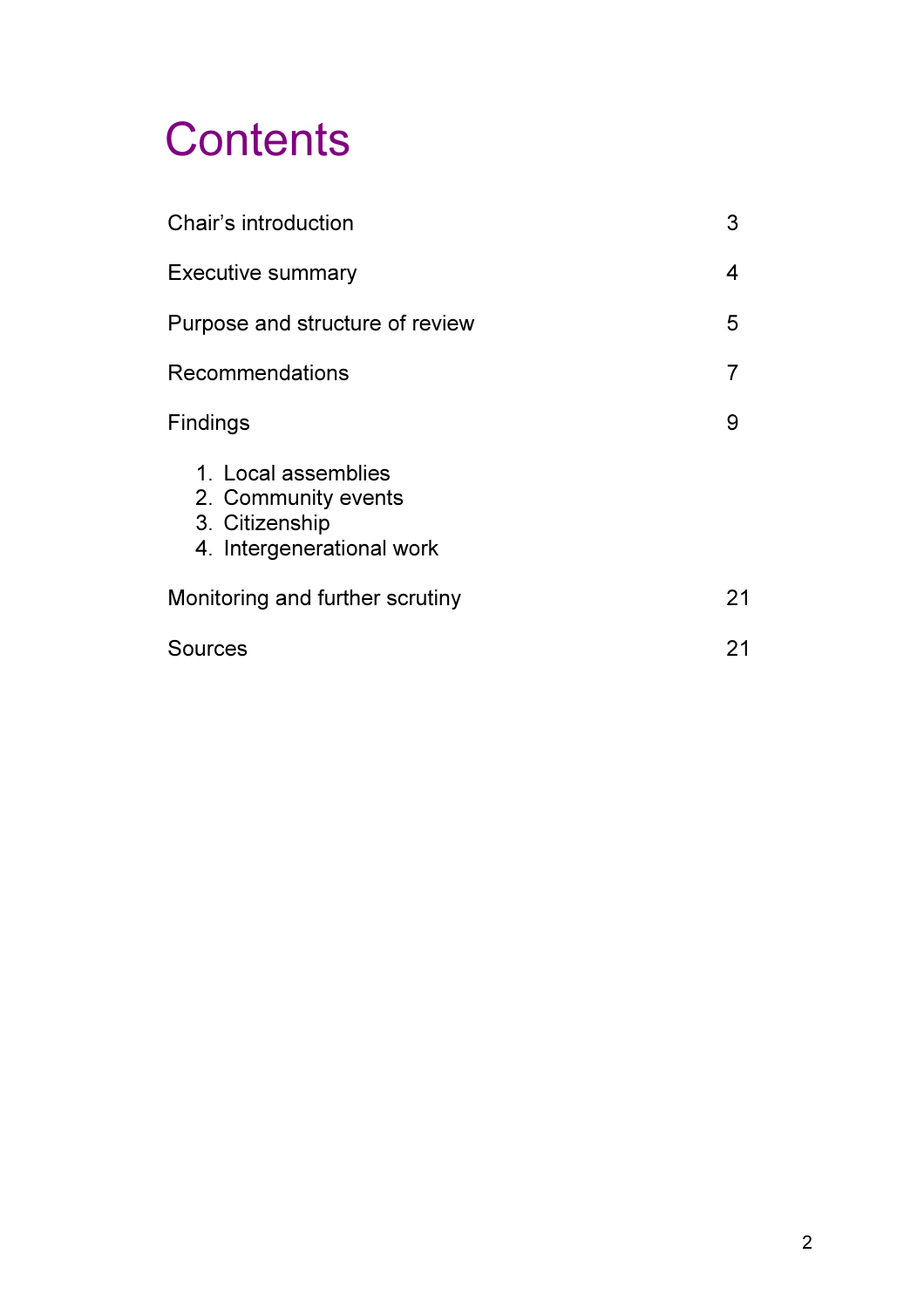# Contents

| | |
|---|---|
| Chair's introduction | 3 |
| Executive summary | 4 |
| Purpose and structure of review | 5 |
| Recommendations | 7 |
| Findings | 9 |

1. Local assemblies
2. Community events
3. Citizenship
4. Intergenerational work

| | |
|---|---|
| Monitoring and further scrutiny | 21 |
| Sources | 21 |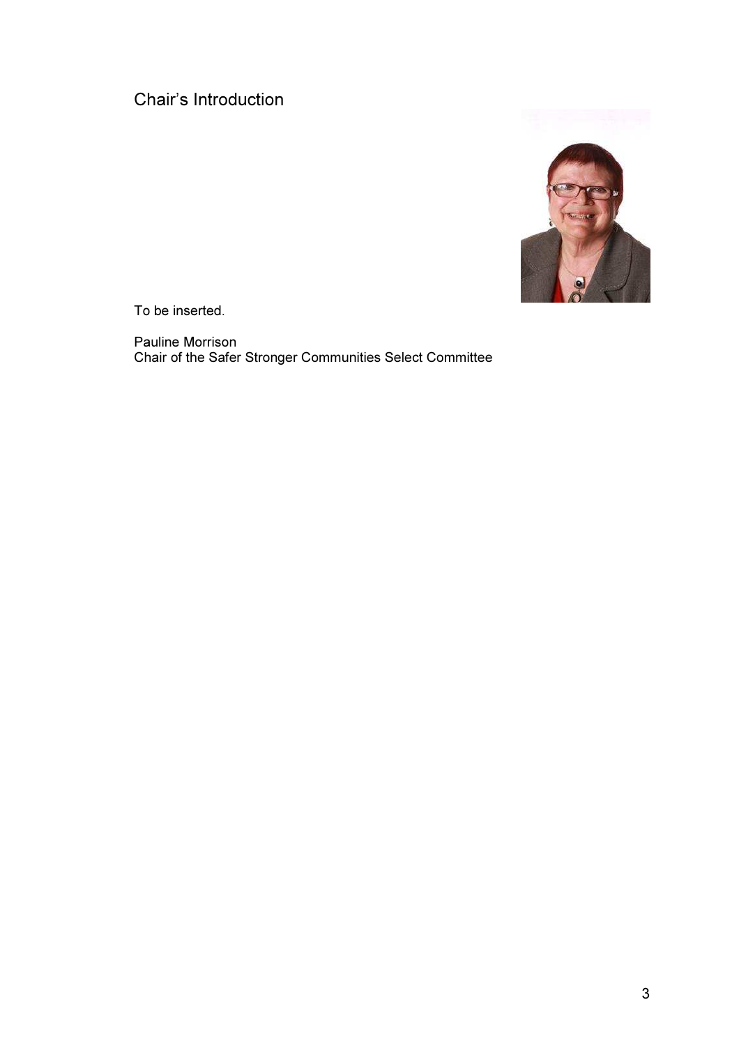## Chair's Introduction

To be inserted.

Pauline Morrison
Chair of the Safer Stronger Communities Select Committee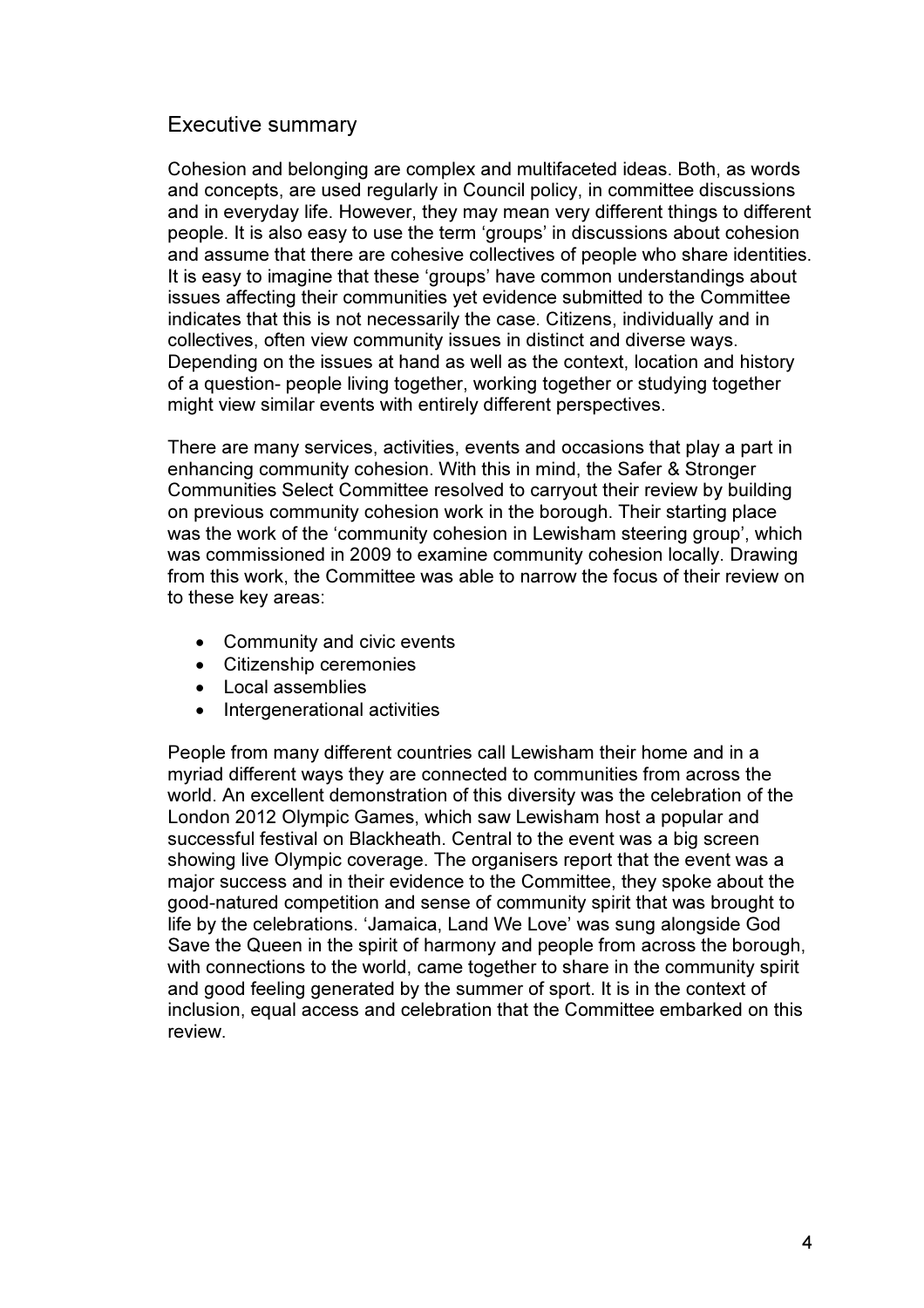## Executive summary

Cohesion and belonging are complex and multifaceted ideas. Both, as words and concepts, are used regularly in Council policy, in committee discussions and in everyday life. However, they may mean very different things to different people. It is also easy to use the term 'groups' in discussions about cohesion and assume that there are cohesive collectives of people who share identities. It is easy to imagine that these 'groups' have common understandings about issues affecting their communities yet evidence submitted to the Committee indicates that this is not necessarily the case. Citizens, individually and in collectives, often view community issues in distinct and diverse ways. Depending on the issues at hand as well as the context, location and history of a question- people living together, working together or studying together might view similar events with entirely different perspectives.

There are many services, activities, events and occasions that play a part in enhancing community cohesion. With this in mind, the Safer & Stronger Communities Select Committee resolved to carryout their review by building on previous community cohesion work in the borough. Their starting place was the work of the 'community cohesion in Lewisham steering group', which was commissioned in 2009 to examine community cohesion locally. Drawing from this work, the Committee was able to narrow the focus of their review on to these key areas:

- Community and civic events
- Citizenship ceremonies
- Local assemblies
- Intergenerational activities

People from many different countries call Lewisham their home and in a myriad different ways they are connected to communities from across the world. An excellent demonstration of this diversity was the celebration of the London 2012 Olympic Games, which saw Lewisham host a popular and successful festival on Blackheath. Central to the event was a big screen showing live Olympic coverage. The organisers report that the event was a major success and in their evidence to the Committee, they spoke about the good-natured competition and sense of community spirit that was brought to life by the celebrations. 'Jamaica, Land We Love' was sung alongside God Save the Queen in the spirit of harmony and people from across the borough, with connections to the world, came together to share in the community spirit and good feeling generated by the summer of sport. It is in the context of inclusion, equal access and celebration that the Committee embarked on this review.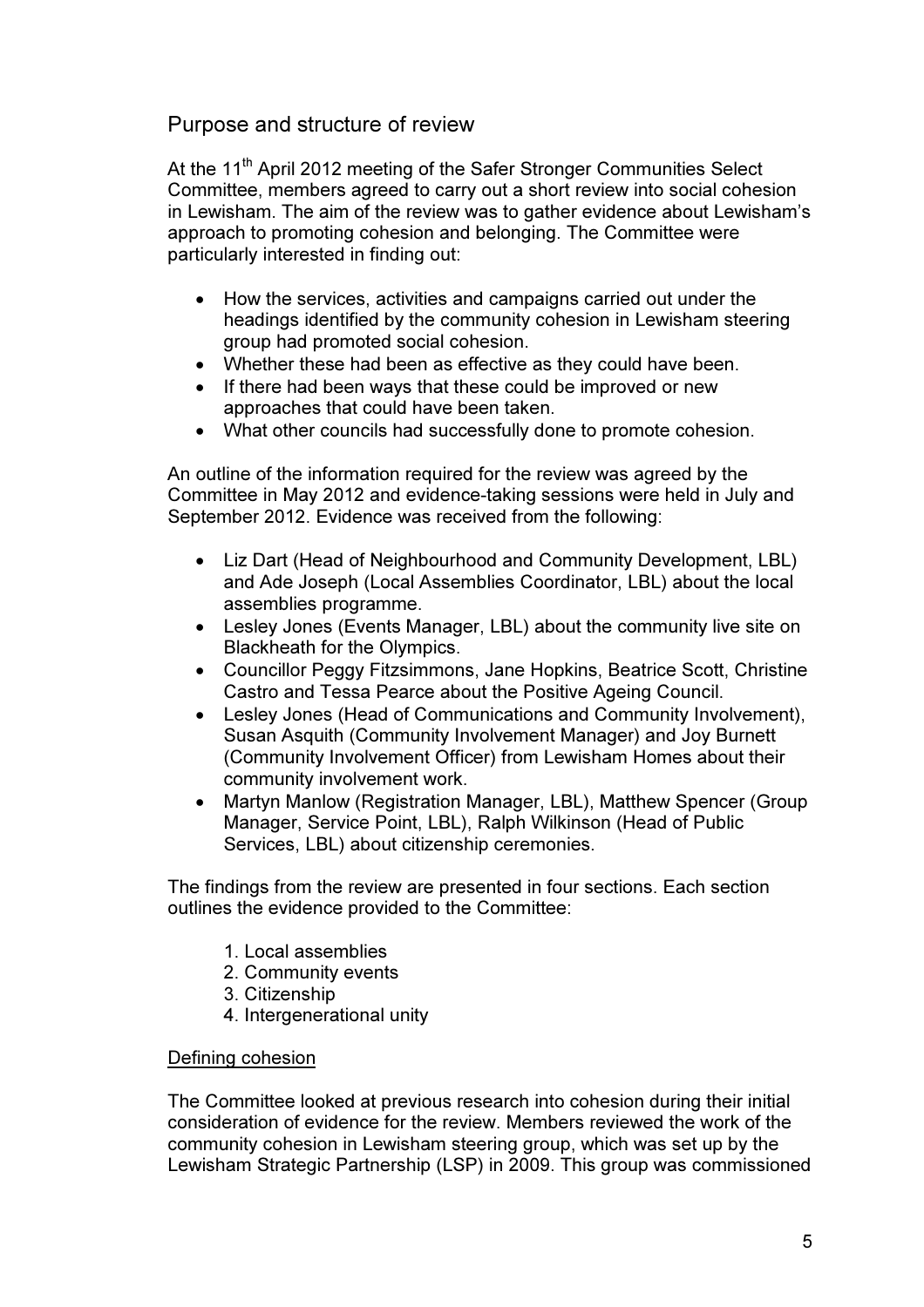## Purpose and structure of review

At the 11th April 2012 meeting of the Safer Stronger Communities Select Committee, members agreed to carry out a short review into social cohesion in Lewisham. The aim of the review was to gather evidence about Lewisham's approach to promoting cohesion and belonging. The Committee were particularly interested in finding out:

- How the services, activities and campaigns carried out under the headings identified by the community cohesion in Lewisham steering group had promoted social cohesion.
- Whether these had been as effective as they could have been.
- If there had been ways that these could be improved or new approaches that could have been taken.
- What other councils had successfully done to promote cohesion.

An outline of the information required for the review was agreed by the Committee in May 2012 and evidence-taking sessions were held in July and September 2012. Evidence was received from the following:

- Liz Dart (Head of Neighbourhood and Community Development, LBL) and Ade Joseph (Local Assemblies Coordinator, LBL) about the local assemblies programme.
- Lesley Jones (Events Manager, LBL) about the community live site on Blackheath for the Olympics.
- Councillor Peggy Fitzsimmons, Jane Hopkins, Beatrice Scott, Christine Castro and Tessa Pearce about the Positive Ageing Council.
- Lesley Jones (Head of Communications and Community Involvement), Susan Asquith (Community Involvement Manager) and Joy Burnett (Community Involvement Officer) from Lewisham Homes about their community involvement work.
- Martyn Manlow (Registration Manager, LBL), Matthew Spencer (Group Manager, Service Point, LBL), Ralph Wilkinson (Head of Public Services, LBL) about citizenship ceremonies.

The findings from the review are presented in four sections. Each section outlines the evidence provided to the Committee:

1. Local assemblies
2. Community events
3. Citizenship
4. Intergenerational unity

### Defining cohesion

The Committee looked at previous research into cohesion during their initial consideration of evidence for the review. Members reviewed the work of the community cohesion in Lewisham steering group, which was set up by the Lewisham Strategic Partnership (LSP) in 2009. This group was commissioned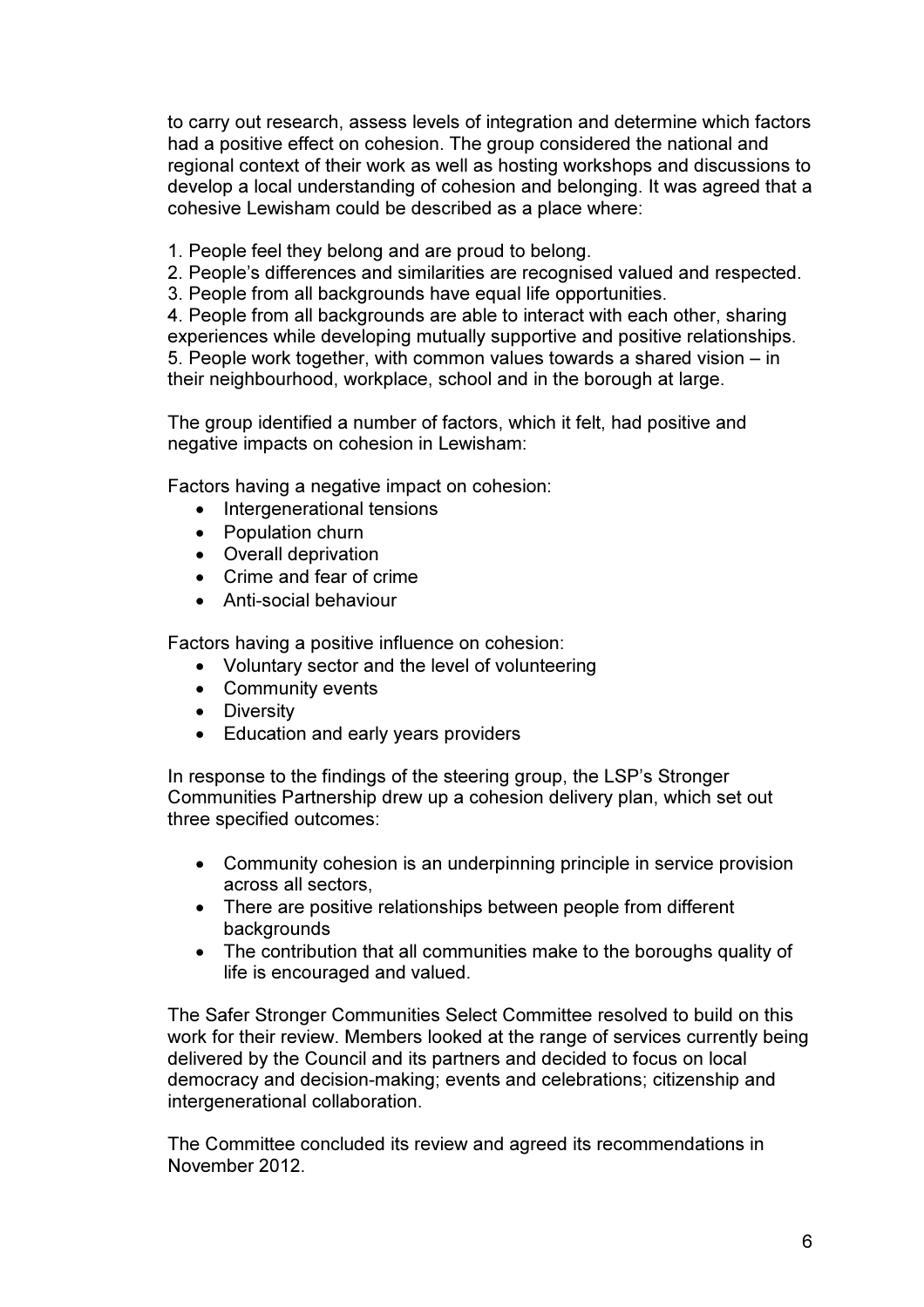to carry out research, assess levels of integration and determine which factors had a positive effect on cohesion. The group considered the national and regional context of their work as well as hosting workshops and discussions to develop a local understanding of cohesion and belonging. It was agreed that a cohesive Lewisham could be described as a place where:

1. People feel they belong and are proud to belong.
2. People's differences and similarities are recognised valued and respected.
3. People from all backgrounds have equal life opportunities.
4. People from all backgrounds are able to interact with each other, sharing experiences while developing mutually supportive and positive relationships.
5. People work together, with common values towards a shared vision – in their neighbourhood, workplace, school and in the borough at large.

The group identified a number of factors, which it felt, had positive and negative impacts on cohesion in Lewisham:

Factors having a negative impact on cohesion:

- Intergenerational tensions
- Population churn
- Overall deprivation
- Crime and fear of crime
- Anti-social behaviour

Factors having a positive influence on cohesion:

- Voluntary sector and the level of volunteering
- Community events
- Diversity
- Education and early years providers

In response to the findings of the steering group, the LSP's Stronger Communities Partnership drew up a cohesion delivery plan, which set out three specified outcomes:

- Community cohesion is an underpinning principle in service provision across all sectors,
- There are positive relationships between people from different backgrounds
- The contribution that all communities make to the boroughs quality of life is encouraged and valued.

The Safer Stronger Communities Select Committee resolved to build on this work for their review. Members looked at the range of services currently being delivered by the Council and its partners and decided to focus on local democracy and decision-making; events and celebrations; citizenship and intergenerational collaboration.

The Committee concluded its review and agreed its recommendations in November 2012.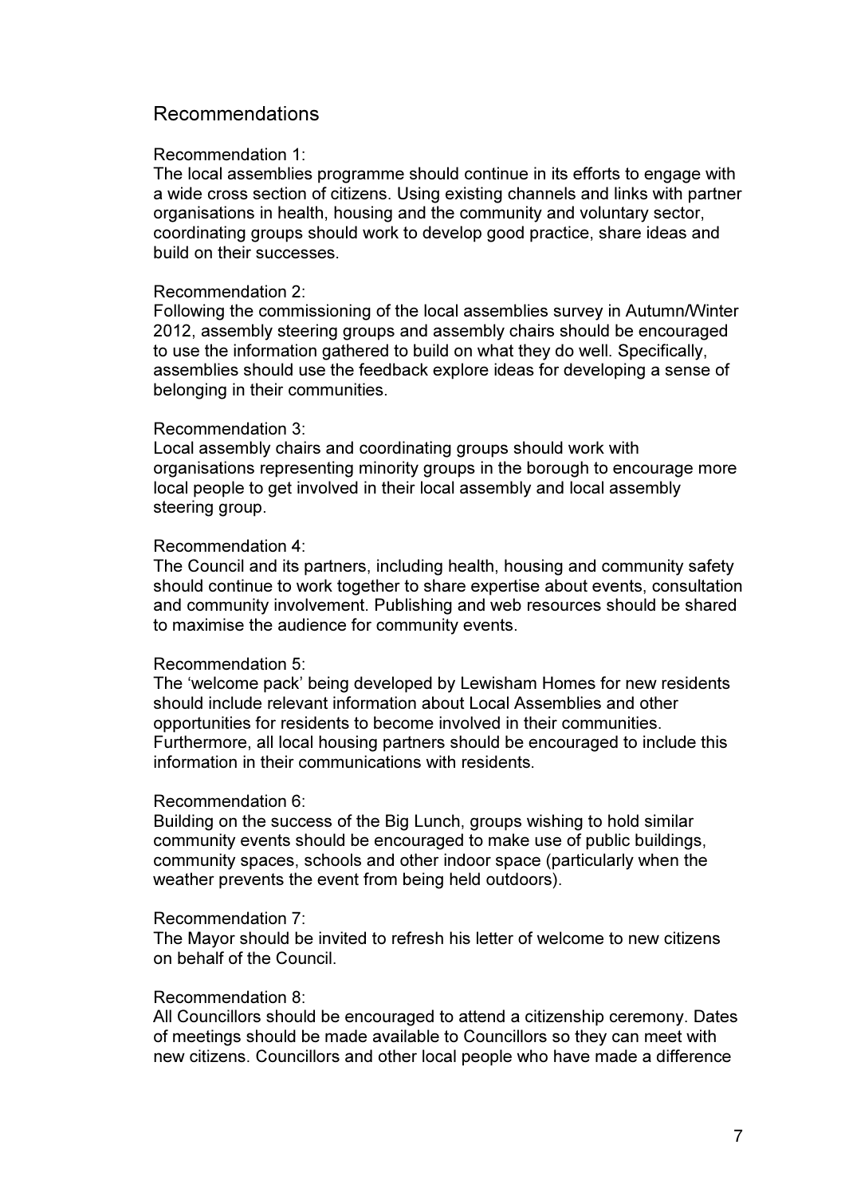## Recommendations

Recommendation 1:
The local assemblies programme should continue in its efforts to engage with a wide cross section of citizens. Using existing channels and links with partner organisations in health, housing and the community and voluntary sector, coordinating groups should work to develop good practice, share ideas and build on their successes.

Recommendation 2:
Following the commissioning of the local assemblies survey in Autumn/Winter 2012, assembly steering groups and assembly chairs should be encouraged to use the information gathered to build on what they do well. Specifically, assemblies should use the feedback explore ideas for developing a sense of belonging in their communities.

Recommendation 3:
Local assembly chairs and coordinating groups should work with organisations representing minority groups in the borough to encourage more local people to get involved in their local assembly and local assembly steering group.

Recommendation 4:
The Council and its partners, including health, housing and community safety should continue to work together to share expertise about events, consultation and community involvement. Publishing and web resources should be shared to maximise the audience for community events.

Recommendation 5:
The 'welcome pack' being developed by Lewisham Homes for new residents should include relevant information about Local Assemblies and other opportunities for residents to become involved in their communities. Furthermore, all local housing partners should be encouraged to include this information in their communications with residents.

Recommendation 6:
Building on the success of the Big Lunch, groups wishing to hold similar community events should be encouraged to make use of public buildings, community spaces, schools and other indoor space (particularly when the weather prevents the event from being held outdoors).

Recommendation 7:
The Mayor should be invited to refresh his letter of welcome to new citizens on behalf of the Council.

Recommendation 8:
All Councillors should be encouraged to attend a citizenship ceremony. Dates of meetings should be made available to Councillors so they can meet with new citizens. Councillors and other local people who have made a difference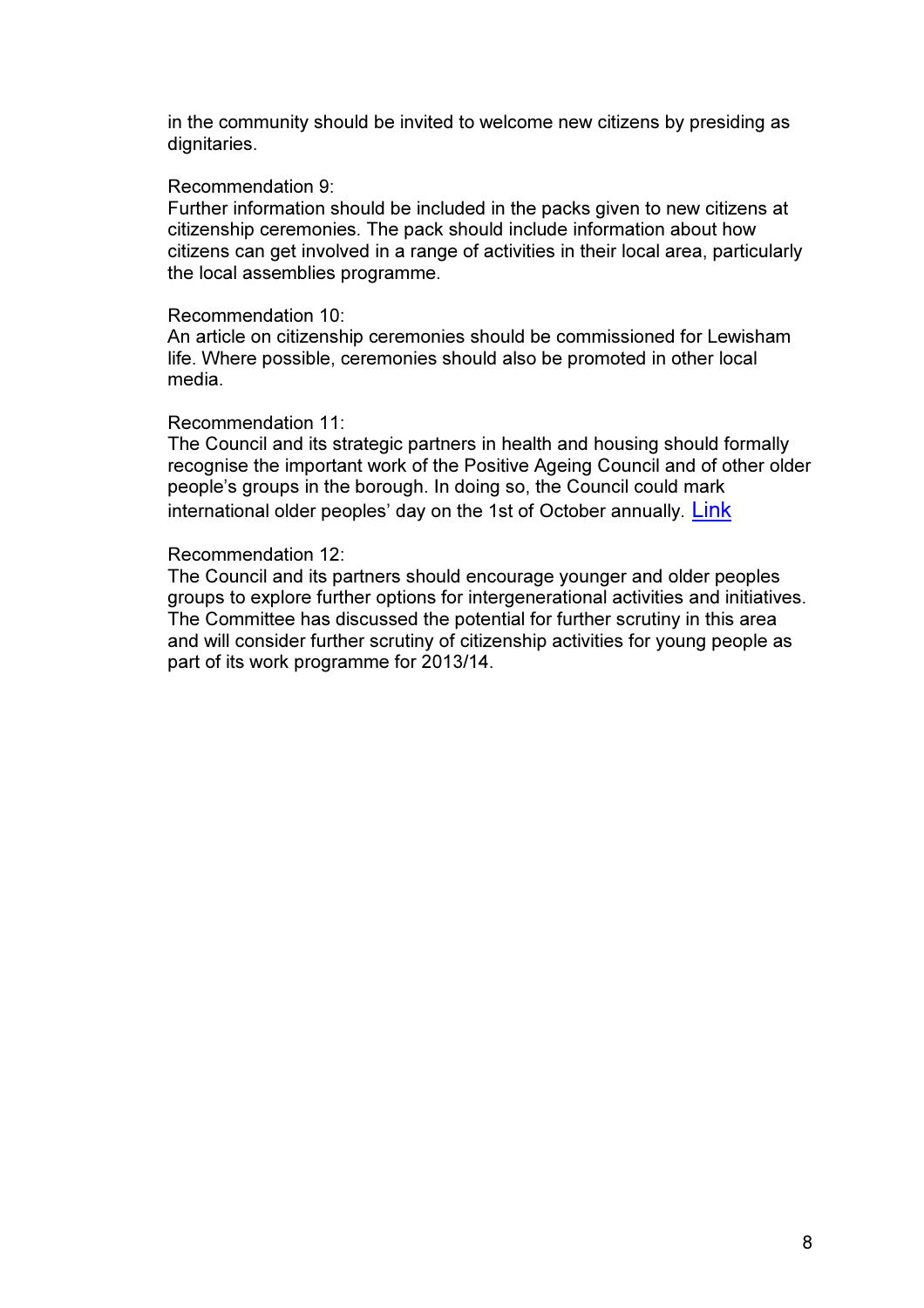in the community should be invited to welcome new citizens by presiding as dignitaries.

Recommendation 9:
Further information should be included in the packs given to new citizens at citizenship ceremonies. The pack should include information about how citizens can get involved in a range of activities in their local area, particularly the local assemblies programme.

Recommendation 10:
An article on citizenship ceremonies should be commissioned for Lewisham life. Where possible, ceremonies should also be promoted in other local media.

Recommendation 11:
The Council and its strategic partners in health and housing should formally recognise the important work of the Positive Ageing Council and of other older people's groups in the borough. In doing so, the Council could mark international older peoples' day on the 1st of October annually. Link

Recommendation 12:
The Council and its partners should encourage younger and older peoples groups to explore further options for intergenerational activities and initiatives. The Committee has discussed the potential for further scrutiny in this area and will consider further scrutiny of citizenship activities for young people as part of its work programme for 2013/14.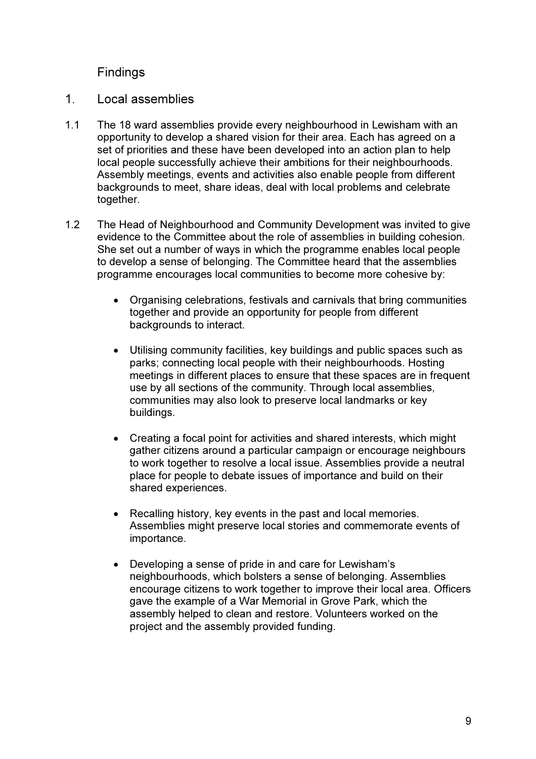## Findings

### 1. Local assemblies

1.1 The 18 ward assemblies provide every neighbourhood in Lewisham with an opportunity to develop a shared vision for their area. Each has agreed on a set of priorities and these have been developed into an action plan to help local people successfully achieve their ambitions for their neighbourhoods. Assembly meetings, events and activities also enable people from different backgrounds to meet, share ideas, deal with local problems and celebrate together.

1.2 The Head of Neighbourhood and Community Development was invited to give evidence to the Committee about the role of assemblies in building cohesion. She set out a number of ways in which the programme enables local people to develop a sense of belonging. The Committee heard that the assemblies programme encourages local communities to become more cohesive by:

- Organising celebrations, festivals and carnivals that bring communities together and provide an opportunity for people from different backgrounds to interact.

- Utilising community facilities, key buildings and public spaces such as parks; connecting local people with their neighbourhoods. Hosting meetings in different places to ensure that these spaces are in frequent use by all sections of the community. Through local assemblies, communities may also look to preserve local landmarks or key buildings.

- Creating a focal point for activities and shared interests, which might gather citizens around a particular campaign or encourage neighbours to work together to resolve a local issue. Assemblies provide a neutral place for people to debate issues of importance and build on their shared experiences.

- Recalling history, key events in the past and local memories. Assemblies might preserve local stories and commemorate events of importance.

- Developing a sense of pride in and care for Lewisham's neighbourhoods, which bolsters a sense of belonging. Assemblies encourage citizens to work together to improve their local area. Officers gave the example of a War Memorial in Grove Park, which the assembly helped to clean and restore. Volunteers worked on the project and the assembly provided funding.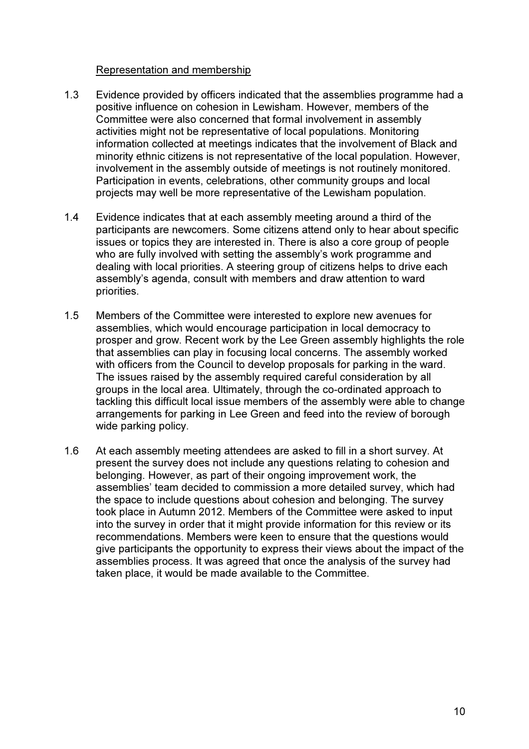Representation and membership

1.3 Evidence provided by officers indicated that the assemblies programme had a positive influence on cohesion in Lewisham. However, members of the Committee were also concerned that formal involvement in assembly activities might not be representative of local populations. Monitoring information collected at meetings indicates that the involvement of Black and minority ethnic citizens is not representative of the local population. However, involvement in the assembly outside of meetings is not routinely monitored. Participation in events, celebrations, other community groups and local projects may well be more representative of the Lewisham population.

1.4 Evidence indicates that at each assembly meeting around a third of the participants are newcomers. Some citizens attend only to hear about specific issues or topics they are interested in. There is also a core group of people who are fully involved with setting the assembly's work programme and dealing with local priorities. A steering group of citizens helps to drive each assembly's agenda, consult with members and draw attention to ward priorities.

1.5 Members of the Committee were interested to explore new avenues for assemblies, which would encourage participation in local democracy to prosper and grow. Recent work by the Lee Green assembly highlights the role that assemblies can play in focusing local concerns. The assembly worked with officers from the Council to develop proposals for parking in the ward. The issues raised by the assembly required careful consideration by all groups in the local area. Ultimately, through the co-ordinated approach to tackling this difficult local issue members of the assembly were able to change arrangements for parking in Lee Green and feed into the review of borough wide parking policy.

1.6 At each assembly meeting attendees are asked to fill in a short survey. At present the survey does not include any questions relating to cohesion and belonging. However, as part of their ongoing improvement work, the assemblies' team decided to commission a more detailed survey, which had the space to include questions about cohesion and belonging. The survey took place in Autumn 2012. Members of the Committee were asked to input into the survey in order that it might provide information for this review or its recommendations. Members were keen to ensure that the questions would give participants the opportunity to express their views about the impact of the assemblies process. It was agreed that once the analysis of the survey had taken place, it would be made available to the Committee.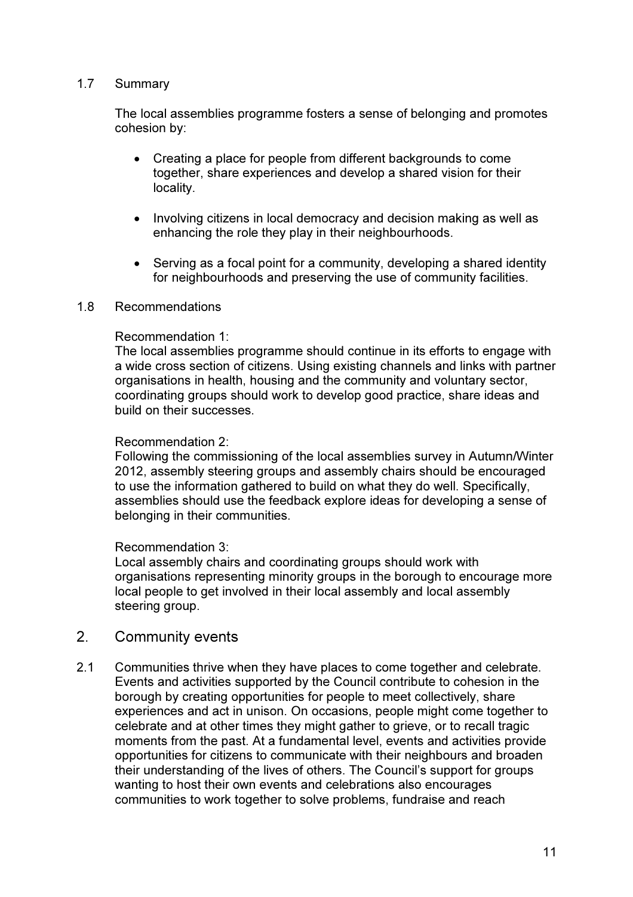### 1.7 Summary

The local assemblies programme fosters a sense of belonging and promotes cohesion by:

- Creating a place for people from different backgrounds to come together, share experiences and develop a shared vision for their locality.
- Involving citizens in local democracy and decision making as well as enhancing the role they play in their neighbourhoods.
- Serving as a focal point for a community, developing a shared identity for neighbourhoods and preserving the use of community facilities.

### 1.8 Recommendations

Recommendation 1:
The local assemblies programme should continue in its efforts to engage with a wide cross section of citizens. Using existing channels and links with partner organisations in health, housing and the community and voluntary sector, coordinating groups should work to develop good practice, share ideas and build on their successes.

Recommendation 2:
Following the commissioning of the local assemblies survey in Autumn/Winter 2012, assembly steering groups and assembly chairs should be encouraged to use the information gathered to build on what they do well. Specifically, assemblies should use the feedback explore ideas for developing a sense of belonging in their communities.

Recommendation 3:
Local assembly chairs and coordinating groups should work with organisations representing minority groups in the borough to encourage more local people to get involved in their local assembly and local assembly steering group.

## 2. Community events

2.1 Communities thrive when they have places to come together and celebrate. Events and activities supported by the Council contribute to cohesion in the borough by creating opportunities for people to meet collectively, share experiences and act in unison. On occasions, people might come together to celebrate and at other times they might gather to grieve, or to recall tragic moments from the past. At a fundamental level, events and activities provide opportunities for citizens to communicate with their neighbours and broaden their understanding of the lives of others. The Council's support for groups wanting to host their own events and celebrations also encourages communities to work together to solve problems, fundraise and reach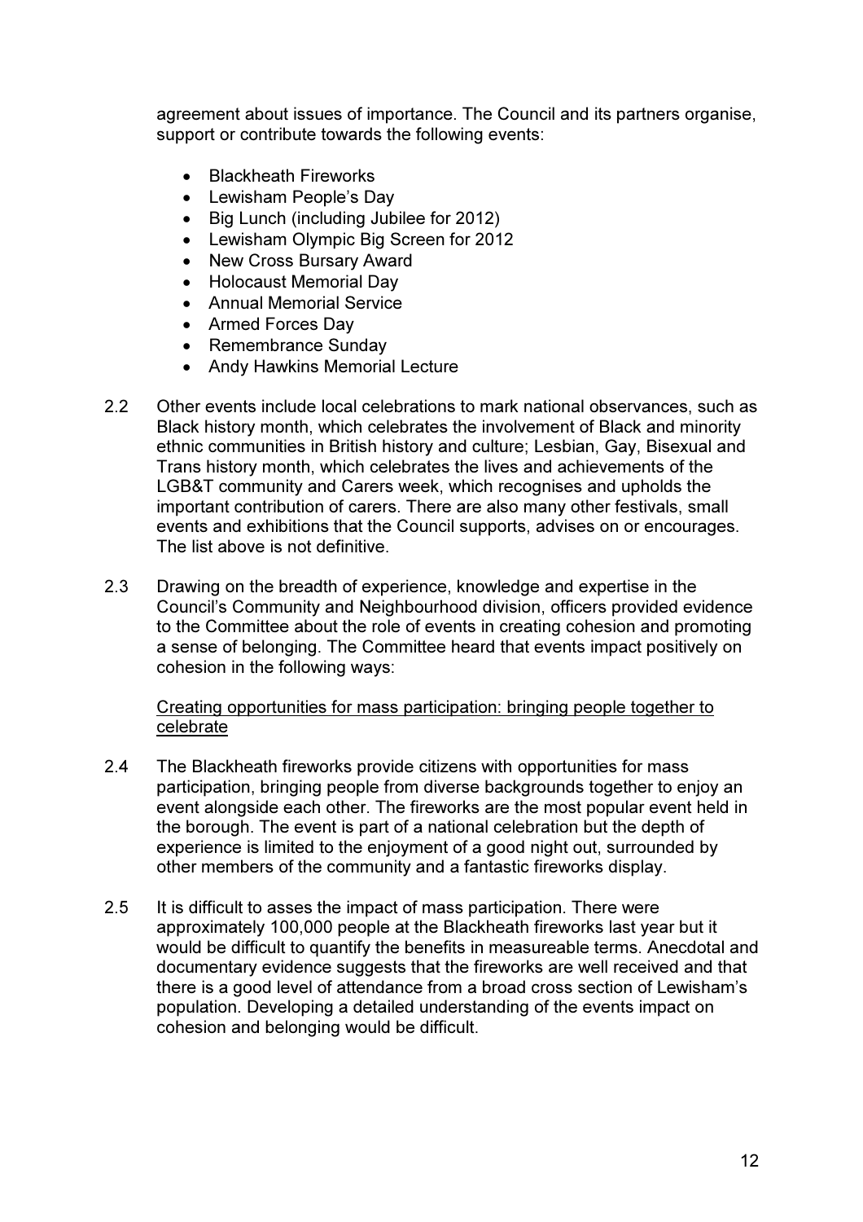agreement about issues of importance. The Council and its partners organise, support or contribute towards the following events:

- Blackheath Fireworks
- Lewisham People's Day
- Big Lunch (including Jubilee for 2012)
- Lewisham Olympic Big Screen for 2012
- New Cross Bursary Award
- Holocaust Memorial Day
- Annual Memorial Service
- Armed Forces Day
- Remembrance Sunday
- Andy Hawkins Memorial Lecture

2.2 Other events include local celebrations to mark national observances, such as Black history month, which celebrates the involvement of Black and minority ethnic communities in British history and culture; Lesbian, Gay, Bisexual and Trans history month, which celebrates the lives and achievements of the LGB&T community and Carers week, which recognises and upholds the important contribution of carers. There are also many other festivals, small events and exhibitions that the Council supports, advises on or encourages. The list above is not definitive.

2.3 Drawing on the breadth of experience, knowledge and expertise in the Council's Community and Neighbourhood division, officers provided evidence to the Committee about the role of events in creating cohesion and promoting a sense of belonging. The Committee heard that events impact positively on cohesion in the following ways:

<u>Creating opportunities for mass participation: bringing people together to celebrate</u>

2.4 The Blackheath fireworks provide citizens with opportunities for mass participation, bringing people from diverse backgrounds together to enjoy an event alongside each other. The fireworks are the most popular event held in the borough. The event is part of a national celebration but the depth of experience is limited to the enjoyment of a good night out, surrounded by other members of the community and a fantastic fireworks display.

2.5 It is difficult to asses the impact of mass participation. There were approximately 100,000 people at the Blackheath fireworks last year but it would be difficult to quantify the benefits in measureable terms. Anecdotal and documentary evidence suggests that the fireworks are well received and that there is a good level of attendance from a broad cross section of Lewisham's population. Developing a detailed understanding of the events impact on cohesion and belonging would be difficult.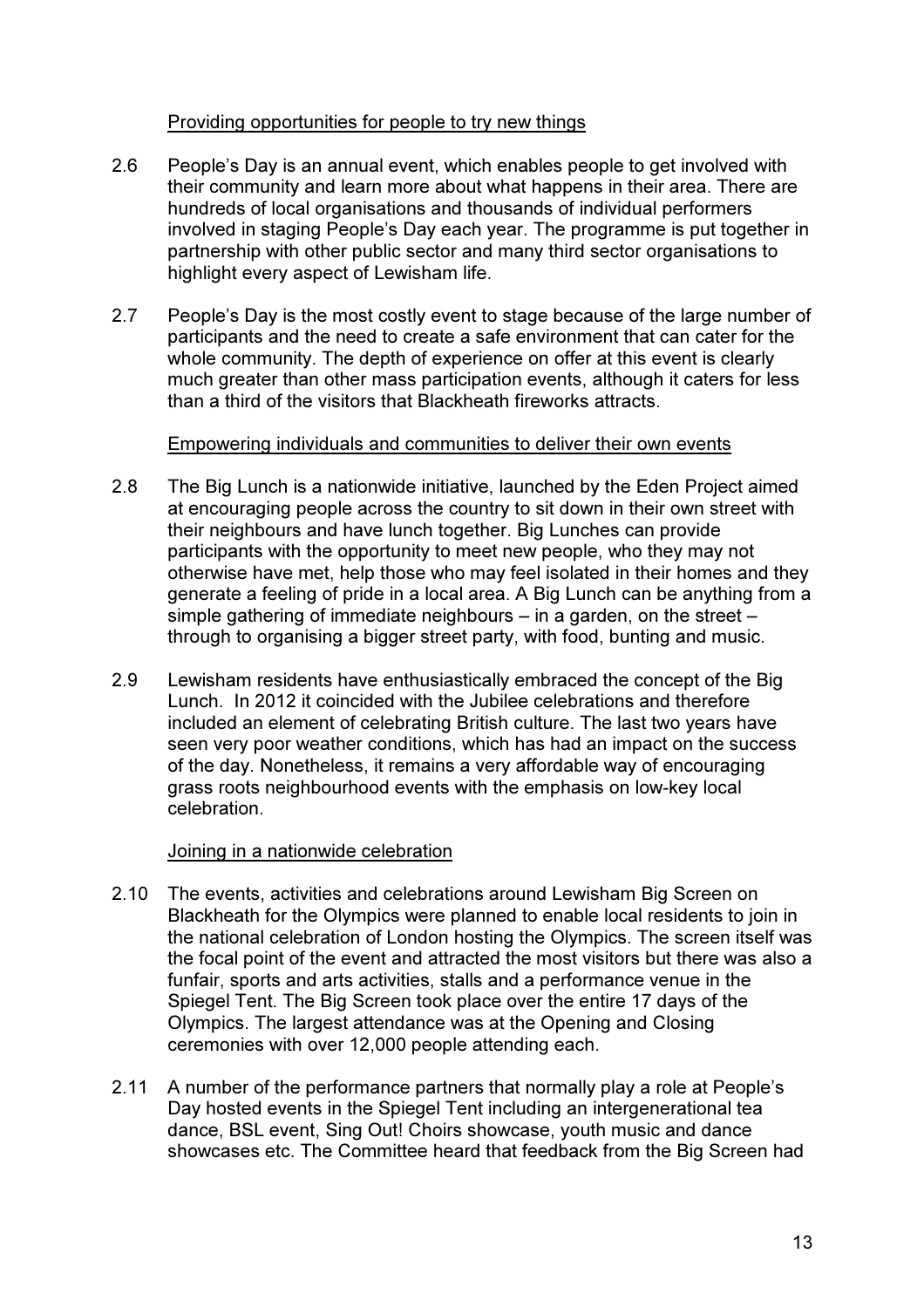Providing opportunities for people to try new things

2.6 People's Day is an annual event, which enables people to get involved with their community and learn more about what happens in their area. There are hundreds of local organisations and thousands of individual performers involved in staging People's Day each year. The programme is put together in partnership with other public sector and many third sector organisations to highlight every aspect of Lewisham life.

2.7 People's Day is the most costly event to stage because of the large number of participants and the need to create a safe environment that can cater for the whole community. The depth of experience on offer at this event is clearly much greater than other mass participation events, although it caters for less than a third of the visitors that Blackheath fireworks attracts.

Empowering individuals and communities to deliver their own events

2.8 The Big Lunch is a nationwide initiative, launched by the Eden Project aimed at encouraging people across the country to sit down in their own street with their neighbours and have lunch together. Big Lunches can provide participants with the opportunity to meet new people, who they may not otherwise have met, help those who may feel isolated in their homes and they generate a feeling of pride in a local area. A Big Lunch can be anything from a simple gathering of immediate neighbours – in a garden, on the street – through to organising a bigger street party, with food, bunting and music.

2.9 Lewisham residents have enthusiastically embraced the concept of the Big Lunch. In 2012 it coincided with the Jubilee celebrations and therefore included an element of celebrating British culture. The last two years have seen very poor weather conditions, which has had an impact on the success of the day. Nonetheless, it remains a very affordable way of encouraging grass roots neighbourhood events with the emphasis on low-key local celebration.

Joining in a nationwide celebration

2.10 The events, activities and celebrations around Lewisham Big Screen on Blackheath for the Olympics were planned to enable local residents to join in the national celebration of London hosting the Olympics. The screen itself was the focal point of the event and attracted the most visitors but there was also a funfair, sports and arts activities, stalls and a performance venue in the Spiegel Tent. The Big Screen took place over the entire 17 days of the Olympics. The largest attendance was at the Opening and Closing ceremonies with over 12,000 people attending each.

2.11 A number of the performance partners that normally play a role at People's Day hosted events in the Spiegel Tent including an intergenerational tea dance, BSL event, Sing Out! Choirs showcase, youth music and dance showcases etc. The Committee heard that feedback from the Big Screen had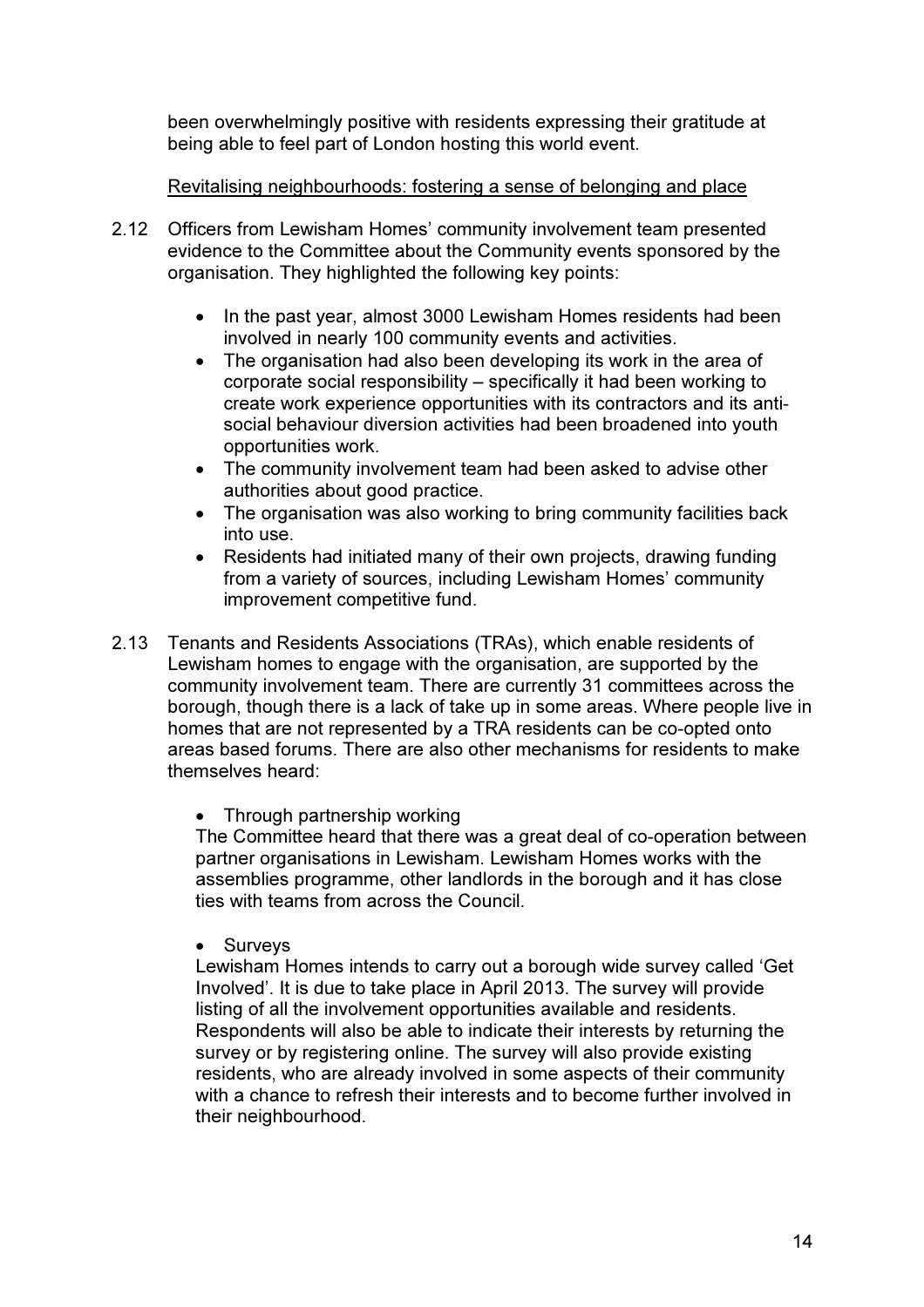been overwhelmingly positive with residents expressing their gratitude at being able to feel part of London hosting this world event.

Revitalising neighbourhoods: fostering a sense of belonging and place

2.12 Officers from Lewisham Homes' community involvement team presented evidence to the Committee about the Community events sponsored by the organisation. They highlighted the following key points:

- In the past year, almost 3000 Lewisham Homes residents had been involved in nearly 100 community events and activities.
- The organisation had also been developing its work in the area of corporate social responsibility – specifically it had been working to create work experience opportunities with its contractors and its anti-social behaviour diversion activities had been broadened into youth opportunities work.
- The community involvement team had been asked to advise other authorities about good practice.
- The organisation was also working to bring community facilities back into use.
- Residents had initiated many of their own projects, drawing funding from a variety of sources, including Lewisham Homes' community improvement competitive fund.

2.13 Tenants and Residents Associations (TRAs), which enable residents of Lewisham homes to engage with the organisation, are supported by the community involvement team. There are currently 31 committees across the borough, though there is a lack of take up in some areas. Where people live in homes that are not represented by a TRA residents can be co-opted onto areas based forums. There are also other mechanisms for residents to make themselves heard:

- Through partnership working

The Committee heard that there was a great deal of co-operation between partner organisations in Lewisham. Lewisham Homes works with the assemblies programme, other landlords in the borough and it has close ties with teams from across the Council.

- Surveys

Lewisham Homes intends to carry out a borough wide survey called 'Get Involved'. It is due to take place in April 2013. The survey will provide listing of all the involvement opportunities available and residents. Respondents will also be able to indicate their interests by returning the survey or by registering online. The survey will also provide existing residents, who are already involved in some aspects of their community with a chance to refresh their interests and to become further involved in their neighbourhood.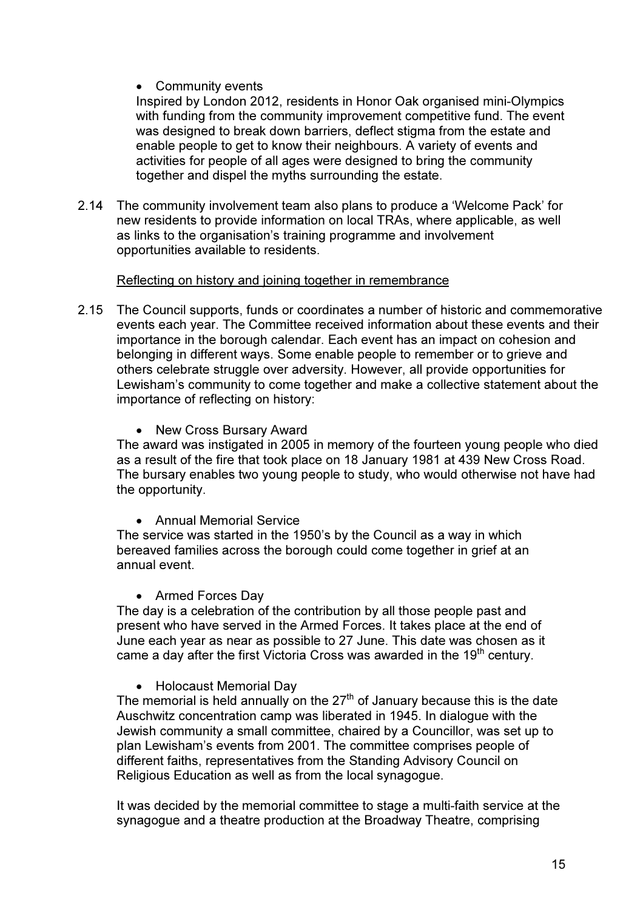- Community events

Inspired by London 2012, residents in Honor Oak organised mini-Olympics with funding from the community improvement competitive fund. The event was designed to break down barriers, deflect stigma from the estate and enable people to get to know their neighbours. A variety of events and activities for people of all ages were designed to bring the community together and dispel the myths surrounding the estate.

2.14 The community involvement team also plans to produce a 'Welcome Pack' for new residents to provide information on local TRAs, where applicable, as well as links to the organisation's training programme and involvement opportunities available to residents.

<u>Reflecting on history and joining together in remembrance</u>

2.15 The Council supports, funds or coordinates a number of historic and commemorative events each year. The Committee received information about these events and their importance in the borough calendar. Each event has an impact on cohesion and belonging in different ways. Some enable people to remember or to grieve and others celebrate struggle over adversity. However, all provide opportunities for Lewisham's community to come together and make a collective statement about the importance of reflecting on history:

- New Cross Bursary Award

The award was instigated in 2005 in memory of the fourteen young people who died as a result of the fire that took place on 18 January 1981 at 439 New Cross Road. The bursary enables two young people to study, who would otherwise not have had the opportunity.

- Annual Memorial Service

The service was started in the 1950's by the Council as a way in which bereaved families across the borough could come together in grief at an annual event.

- Armed Forces Day

The day is a celebration of the contribution by all those people past and present who have served in the Armed Forces. It takes place at the end of June each year as near as possible to 27 June. This date was chosen as it came a day after the first Victoria Cross was awarded in the 19th century.

- Holocaust Memorial Day

The memorial is held annually on the 27th of January because this is the date Auschwitz concentration camp was liberated in 1945. In dialogue with the Jewish community a small committee, chaired by a Councillor, was set up to plan Lewisham's events from 2001. The committee comprises people of different faiths, representatives from the Standing Advisory Council on Religious Education as well as from the local synagogue.

It was decided by the memorial committee to stage a multi-faith service at the synagogue and a theatre production at the Broadway Theatre, comprising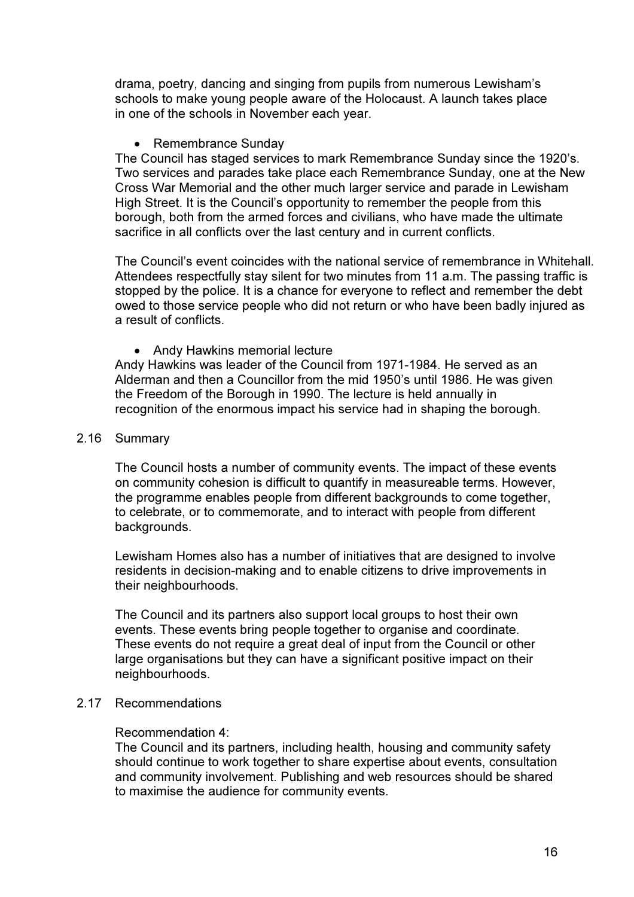drama, poetry, dancing and singing from pupils from numerous Lewisham's schools to make young people aware of the Holocaust. A launch takes place in one of the schools in November each year.

- Remembrance Sunday

The Council has staged services to mark Remembrance Sunday since the 1920's. Two services and parades take place each Remembrance Sunday, one at the New Cross War Memorial and the other much larger service and parade in Lewisham High Street. It is the Council's opportunity to remember the people from this borough, both from the armed forces and civilians, who have made the ultimate sacrifice in all conflicts over the last century and in current conflicts.

The Council's event coincides with the national service of remembrance in Whitehall. Attendees respectfully stay silent for two minutes from 11 a.m. The passing traffic is stopped by the police. It is a chance for everyone to reflect and remember the debt owed to those service people who did not return or who have been badly injured as a result of conflicts.

- Andy Hawkins memorial lecture

Andy Hawkins was leader of the Council from 1971-1984. He served as an Alderman and then a Councillor from the mid 1950's until 1986. He was given the Freedom of the Borough in 1990. The lecture is held annually in recognition of the enormous impact his service had in shaping the borough.

## 2.16 Summary

The Council hosts a number of community events. The impact of these events on community cohesion is difficult to quantify in measureable terms. However, the programme enables people from different backgrounds to come together, to celebrate, or to commemorate, and to interact with people from different backgrounds.

Lewisham Homes also has a number of initiatives that are designed to involve residents in decision-making and to enable citizens to drive improvements in their neighbourhoods.

The Council and its partners also support local groups to host their own events. These events bring people together to organise and coordinate. These events do not require a great deal of input from the Council or other large organisations but they can have a significant positive impact on their neighbourhoods.

## 2.17 Recommendations

Recommendation 4:
The Council and its partners, including health, housing and community safety should continue to work together to share expertise about events, consultation and community involvement. Publishing and web resources should be shared to maximise the audience for community events.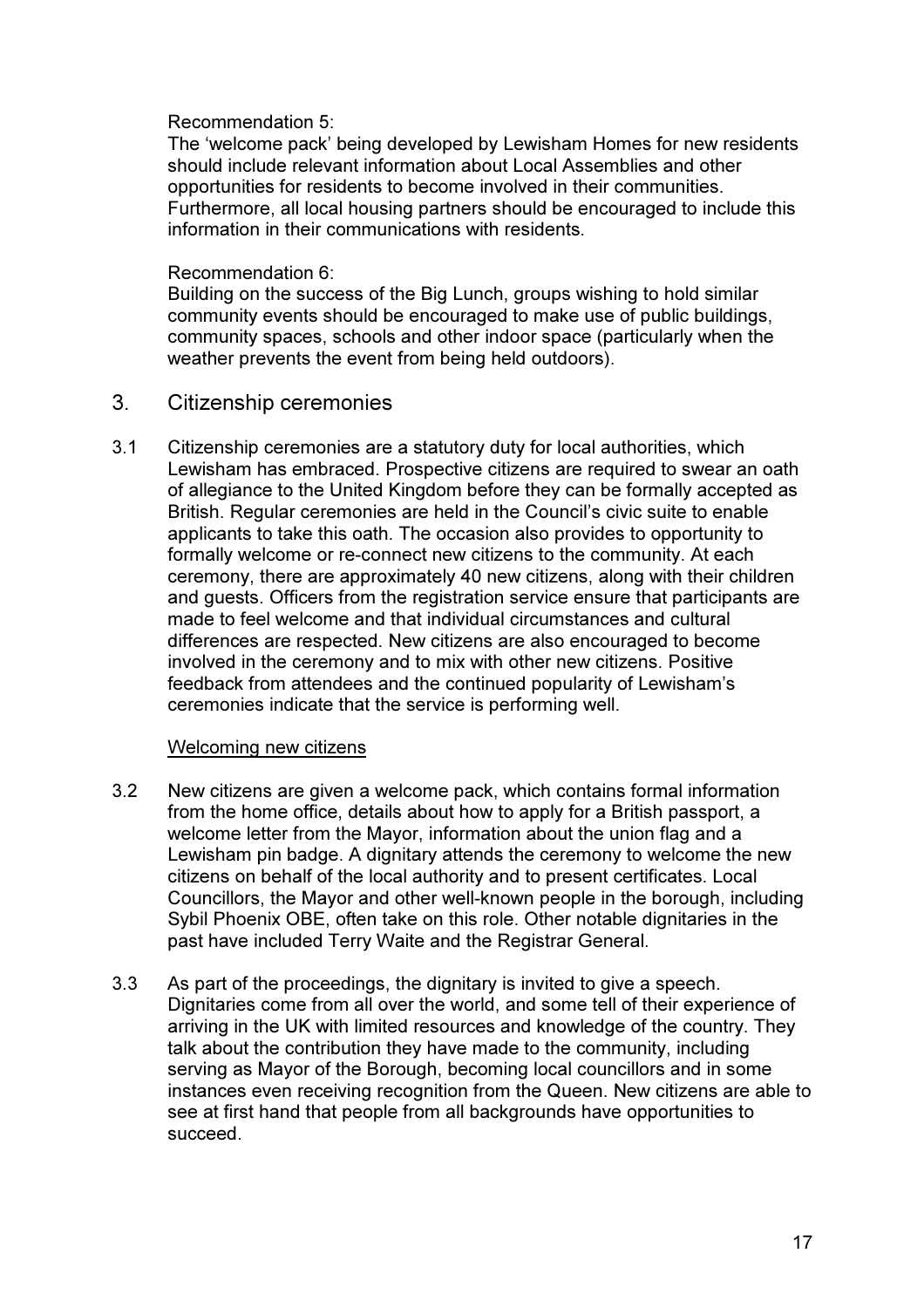Recommendation 5:
The 'welcome pack' being developed by Lewisham Homes for new residents should include relevant information about Local Assemblies and other opportunities for residents to become involved in their communities. Furthermore, all local housing partners should be encouraged to include this information in their communications with residents.

Recommendation 6:
Building on the success of the Big Lunch, groups wishing to hold similar community events should be encouraged to make use of public buildings, community spaces, schools and other indoor space (particularly when the weather prevents the event from being held outdoors).

## 3. Citizenship ceremonies

3.1 Citizenship ceremonies are a statutory duty for local authorities, which Lewisham has embraced. Prospective citizens are required to swear an oath of allegiance to the United Kingdom before they can be formally accepted as British. Regular ceremonies are held in the Council's civic suite to enable applicants to take this oath. The occasion also provides to opportunity to formally welcome or re-connect new citizens to the community. At each ceremony, there are approximately 40 new citizens, along with their children and guests. Officers from the registration service ensure that participants are made to feel welcome and that individual circumstances and cultural differences are respected. New citizens are also encouraged to become involved in the ceremony and to mix with other new citizens. Positive feedback from attendees and the continued popularity of Lewisham's ceremonies indicate that the service is performing well.

<u>Welcoming new citizens</u>

3.2 New citizens are given a welcome pack, which contains formal information from the home office, details about how to apply for a British passport, a welcome letter from the Mayor, information about the union flag and a Lewisham pin badge. A dignitary attends the ceremony to welcome the new citizens on behalf of the local authority and to present certificates. Local Councillors, the Mayor and other well-known people in the borough, including Sybil Phoenix OBE, often take on this role. Other notable dignitaries in the past have included Terry Waite and the Registrar General.

3.3 As part of the proceedings, the dignitary is invited to give a speech. Dignitaries come from all over the world, and some tell of their experience of arriving in the UK with limited resources and knowledge of the country. They talk about the contribution they have made to the community, including serving as Mayor of the Borough, becoming local councillors and in some instances even receiving recognition from the Queen. New citizens are able to see at first hand that people from all backgrounds have opportunities to succeed.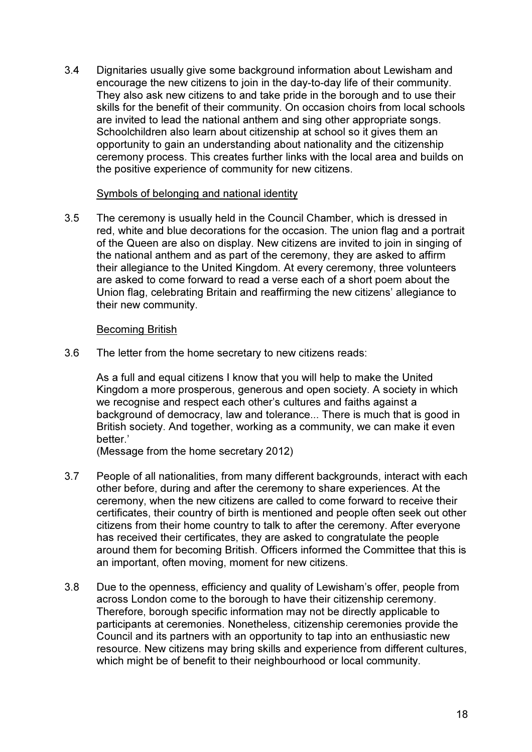3.4 Dignitaries usually give some background information about Lewisham and encourage the new citizens to join in the day-to-day life of their community. They also ask new citizens to and take pride in the borough and to use their skills for the benefit of their community. On occasion choirs from local schools are invited to lead the national anthem and sing other appropriate songs. Schoolchildren also learn about citizenship at school so it gives them an opportunity to gain an understanding about nationality and the citizenship ceremony process. This creates further links with the local area and builds on the positive experience of community for new citizens.

<u>Symbols of belonging and national identity</u>

3.5 The ceremony is usually held in the Council Chamber, which is dressed in red, white and blue decorations for the occasion. The union flag and a portrait of the Queen are also on display. New citizens are invited to join in singing of the national anthem and as part of the ceremony, they are asked to affirm their allegiance to the United Kingdom. At every ceremony, three volunteers are asked to come forward to read a verse each of a short poem about the Union flag, celebrating Britain and reaffirming the new citizens' allegiance to their new community.

<u>Becoming British</u>

3.6 The letter from the home secretary to new citizens reads:

As a full and equal citizens I know that you will help to make the United Kingdom a more prosperous, generous and open society. A society in which we recognise and respect each other's cultures and faiths against a background of democracy, law and tolerance... There is much that is good in British society. And together, working as a community, we can make it even better.'
(Message from the home secretary 2012)

3.7 People of all nationalities, from many different backgrounds, interact with each other before, during and after the ceremony to share experiences. At the ceremony, when the new citizens are called to come forward to receive their certificates, their country of birth is mentioned and people often seek out other citizens from their home country to talk to after the ceremony. After everyone has received their certificates, they are asked to congratulate the people around them for becoming British. Officers informed the Committee that this is an important, often moving, moment for new citizens.

3.8 Due to the openness, efficiency and quality of Lewisham's offer, people from across London come to the borough to have their citizenship ceremony. Therefore, borough specific information may not be directly applicable to participants at ceremonies. Nonetheless, citizenship ceremonies provide the Council and its partners with an opportunity to tap into an enthusiastic new resource. New citizens may bring skills and experience from different cultures, which might be of benefit to their neighbourhood or local community.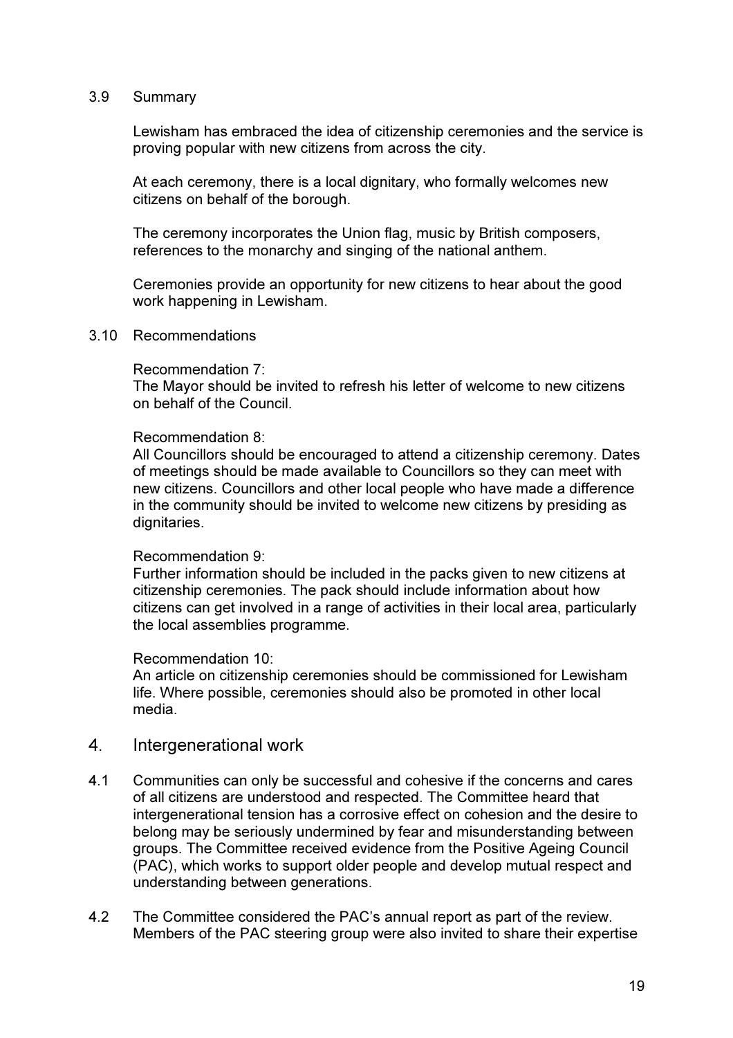### 3.9 Summary

Lewisham has embraced the idea of citizenship ceremonies and the service is proving popular with new citizens from across the city.

At each ceremony, there is a local dignitary, who formally welcomes new citizens on behalf of the borough.

The ceremony incorporates the Union flag, music by British composers, references to the monarchy and singing of the national anthem.

Ceremonies provide an opportunity for new citizens to hear about the good work happening in Lewisham.

### 3.10 Recommendations

Recommendation 7:
The Mayor should be invited to refresh his letter of welcome to new citizens on behalf of the Council.

Recommendation 8:
All Councillors should be encouraged to attend a citizenship ceremony. Dates of meetings should be made available to Councillors so they can meet with new citizens. Councillors and other local people who have made a difference in the community should be invited to welcome new citizens by presiding as dignitaries.

Recommendation 9:
Further information should be included in the packs given to new citizens at citizenship ceremonies. The pack should include information about how citizens can get involved in a range of activities in their local area, particularly the local assemblies programme.

Recommendation 10:
An article on citizenship ceremonies should be commissioned for Lewisham life. Where possible, ceremonies should also be promoted in other local media.

## 4. Intergenerational work

4.1 Communities can only be successful and cohesive if the concerns and cares of all citizens are understood and respected. The Committee heard that intergenerational tension has a corrosive effect on cohesion and the desire to belong may be seriously undermined by fear and misunderstanding between groups. The Committee received evidence from the Positive Ageing Council (PAC), which works to support older people and develop mutual respect and understanding between generations.

4.2 The Committee considered the PAC's annual report as part of the review. Members of the PAC steering group were also invited to share their expertise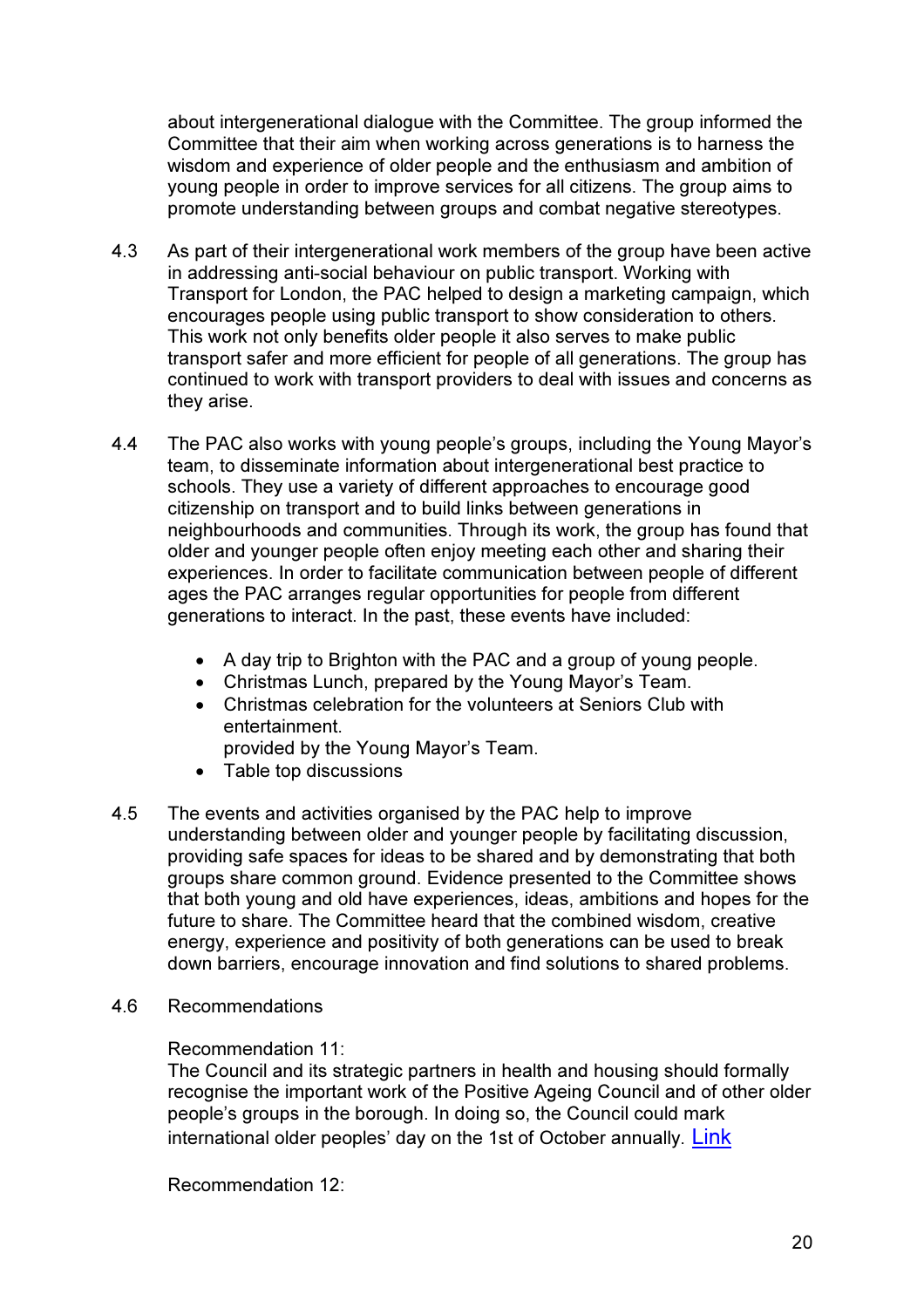about intergenerational dialogue with the Committee. The group informed the Committee that their aim when working across generations is to harness the wisdom and experience of older people and the enthusiasm and ambition of young people in order to improve services for all citizens. The group aims to promote understanding between groups and combat negative stereotypes.

4.3 As part of their intergenerational work members of the group have been active in addressing anti-social behaviour on public transport. Working with Transport for London, the PAC helped to design a marketing campaign, which encourages people using public transport to show consideration to others. This work not only benefits older people it also serves to make public transport safer and more efficient for people of all generations. The group has continued to work with transport providers to deal with issues and concerns as they arise.

4.4 The PAC also works with young people's groups, including the Young Mayor's team, to disseminate information about intergenerational best practice to schools. They use a variety of different approaches to encourage good citizenship on transport and to build links between generations in neighbourhoods and communities. Through its work, the group has found that older and younger people often enjoy meeting each other and sharing their experiences. In order to facilitate communication between people of different ages the PAC arranges regular opportunities for people from different generations to interact. In the past, these events have included:

- A day trip to Brighton with the PAC and a group of young people.
- Christmas Lunch, prepared by the Young Mayor's Team.
- Christmas celebration for the volunteers at Seniors Club with entertainment.
  provided by the Young Mayor's Team.
- Table top discussions

4.5 The events and activities organised by the PAC help to improve understanding between older and younger people by facilitating discussion, providing safe spaces for ideas to be shared and by demonstrating that both groups share common ground. Evidence presented to the Committee shows that both young and old have experiences, ideas, ambitions and hopes for the future to share. The Committee heard that the combined wisdom, creative energy, experience and positivity of both generations can be used to break down barriers, encourage innovation and find solutions to shared problems.

4.6 Recommendations

Recommendation 11:
The Council and its strategic partners in health and housing should formally recognise the important work of the Positive Ageing Council and of other older people's groups in the borough. In doing so, the Council could mark international older peoples' day on the 1st of October annually. Link

Recommendation 12: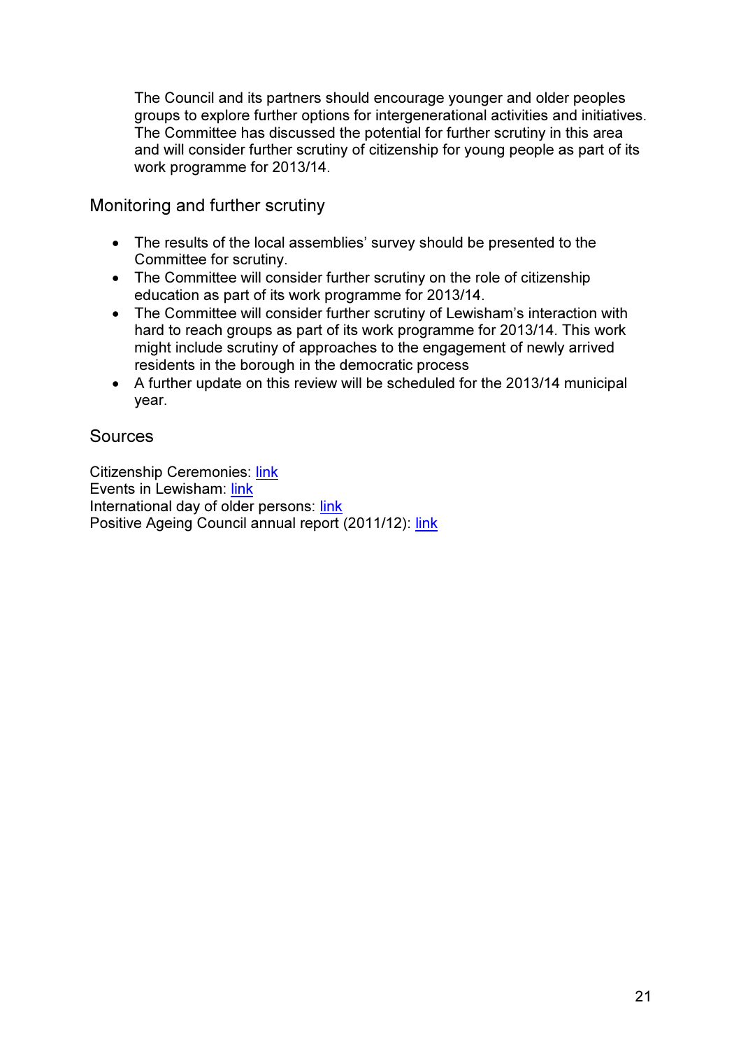The Council and its partners should encourage younger and older peoples groups to explore further options for intergenerational activities and initiatives. The Committee has discussed the potential for further scrutiny in this area and will consider further scrutiny of citizenship for young people as part of its work programme for 2013/14.

## Monitoring and further scrutiny

- The results of the local assemblies' survey should be presented to the Committee for scrutiny.
- The Committee will consider further scrutiny on the role of citizenship education as part of its work programme for 2013/14.
- The Committee will consider further scrutiny of Lewisham's interaction with hard to reach groups as part of its work programme for 2013/14. This work might include scrutiny of approaches to the engagement of newly arrived residents in the borough in the democratic process
- A further update on this review will be scheduled for the 2013/14 municipal year.

## Sources

Citizenship Ceremonies: link
Events in Lewisham: link
International day of older persons: link
Positive Ageing Council annual report (2011/12): link